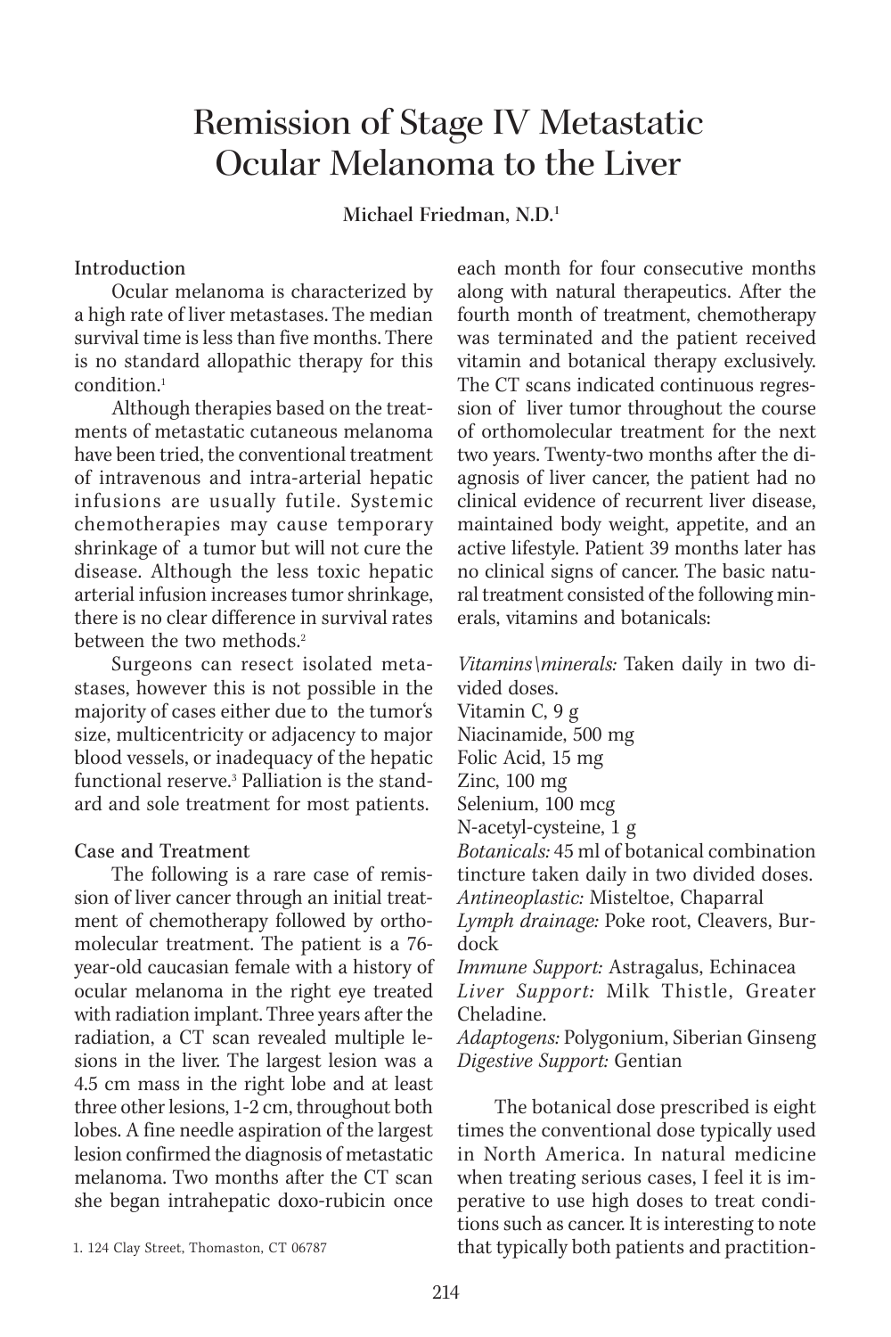# Remission of Stage IV Metastatic Ocular Melanoma to the Liver

**Michael Friedman, N.D.**[1]

## Introduction

Ocular melanoma is characterized by a high rate of liver metastases. The median survival time is less than five months. There is no standard allopathic therapy for this condition.[1]

Although therapies based on the treatments of metastatic cutaneous melanoma have been tried, the conventional treatment of intravenous and intra-arterial hepatic infusions are usually futile. Systemic chemotherapies may cause temporary shrinkage of a tumor but will not cure the disease. Although the less toxic hepatic arterial infusion increases tumor shrinkage, there is no clear difference in survival rates between the two methods.[2]

Surgeons can resect isolated metastases, however this is not possible in the majority of cases either due to the tumor's size, multicentricity or adjacency to major blood vessels, or inadequacy of the hepatic functional reserve.[3] Palliation is the standard and sole treatment for most patients.

## Case and Treatment

The following is a rare case of remission of liver cancer through an initial treatment of chemotherapy followed by orthomolecular treatment. The patient is a 76-year-old caucasian female with a history of ocular melanoma in the right eye treated with radiation implant. Three years after the radiation, a CT scan revealed multiple lesions in the liver. The largest lesion was a 4.5 cm mass in the right lobe and at least three other lesions, 1-2 cm, throughout both lobes. A fine needle aspiration of the largest lesion confirmed the diagnosis of metastatic melanoma. Two months after the CT scan she began intrahepatic doxo-rubicin once each month for four consecutive months along with natural therapeutics. After the fourth month of treatment, chemotherapy was terminated and the patient received vitamin and botanical therapy exclusively. The CT scans indicated continuous regression of liver tumor throughout the course of orthomolecular treatment for the next two years. Twenty-two months after the diagnosis of liver cancer, the patient had no clinical evidence of recurrent liver disease, maintained body weight, appetite, and an active lifestyle. Patient 39 months later has no clinical signs of cancer. The basic natural treatment consisted of the following minerals, vitamins and botanicals:

*Vitamins\minerals:* Taken daily in two divided doses.
Vitamin C, 9 g
Niacinamide, 500 mg
Folic Acid, 15 mg
Zinc, 100 mg
Selenium, 100 mcg
N-acetyl-cysteine, 1 g
*Botanicals:* 45 ml of botanical combination tincture taken daily in two divided doses.
*Antineoplastic:* Misteltoe, Chaparral
*Lymph drainage:* Poke root, Cleavers, Burdock
*Immune Support:* Astragalus, Echinacea
*Liver Support:* Milk Thistle, Greater Cheladine.
*Adaptogens:* Polygonium, Siberian Ginseng
*Digestive Support:* Gentian

The botanical dose prescribed is eight times the conventional dose typically used in North America. In natural medicine when treating serious cases, I feel it is imperative to use high doses to treat conditions such as cancer. It is interesting to note that typically both patients and practition-

1. 124 Clay Street, Thomaston, CT 06787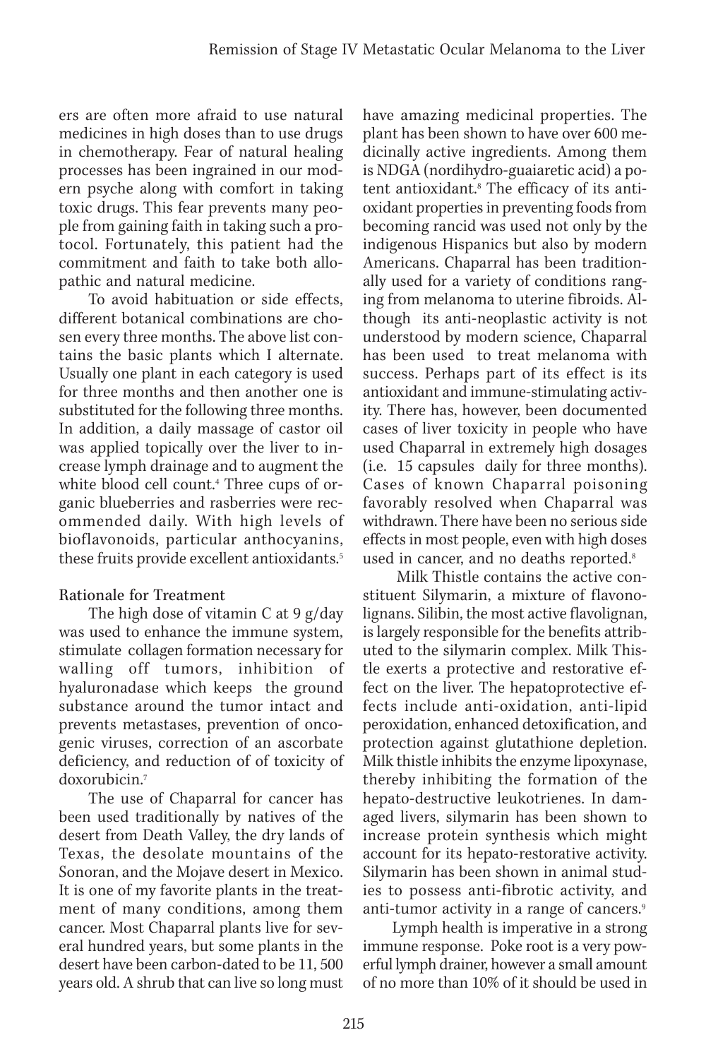ers are often more afraid to use natural medicines in high doses than to use drugs in chemotherapy. Fear of natural healing processes has been ingrained in our modern psyche along with comfort in taking toxic drugs. This fear prevents many people from gaining faith in taking such a protocol. Fortunately, this patient had the commitment and faith to take both allopathic and natural medicine.

To avoid habituation or side effects, different botanical combinations are chosen every three months. The above list contains the basic plants which I alternate. Usually one plant in each category is used for three months and then another one is substituted for the following three months. In addition, a daily massage of castor oil was applied topically over the liver to increase lymph drainage and to augment the white blood cell count.[4] Three cups of organic blueberries and rasberries were recommended daily. With high levels of bioflavonoids, particular anthocyanins, these fruits provide excellent antioxidants.[5]

### Rationale for Treatment

The high dose of vitamin C at 9 g/day was used to enhance the immune system, stimulate collagen formation necessary for walling off tumors, inhibition of hyaluronadase which keeps the ground substance around the tumor intact and prevents metastases, prevention of oncogenic viruses, correction of an ascorbate deficiency, and reduction of of toxicity of doxorubicin.[7]

The use of Chaparral for cancer has been used traditionally by natives of the desert from Death Valley, the dry lands of Texas, the desolate mountains of the Sonoran, and the Mojave desert in Mexico. It is one of my favorite plants in the treatment of many conditions, among them cancer. Most Chaparral plants live for several hundred years, but some plants in the desert have been carbon-dated to be 11, 500 years old. A shrub that can live so long must have amazing medicinal properties. The plant has been shown to have over 600 medicinally active ingredients. Among them is NDGA (nordihydro-guaiaretic acid) a potent antioxidant.[8] The efficacy of its antioxidant properties in preventing foods from becoming rancid was used not only by the indigenous Hispanics but also by modern Americans. Chaparral has been traditionally used for a variety of conditions ranging from melanoma to uterine fibroids. Although its anti-neoplastic activity is not understood by modern science, Chaparral has been used to treat melanoma with success. Perhaps part of its effect is its antioxidant and immune-stimulating activity. There has, however, been documented cases of liver toxicity in people who have used Chaparral in extremely high dosages (i.e. 15 capsules daily for three months). Cases of known Chaparral poisoning favorably resolved when Chaparral was withdrawn. There have been no serious side effects in most people, even with high doses used in cancer, and no deaths reported.[8]

Milk Thistle contains the active constituent Silymarin, a mixture of flavonolignans. Silibin, the most active flavolignan, is largely responsible for the benefits attributed to the silymarin complex. Milk Thistle exerts a protective and restorative effect on the liver. The hepatoprotective effects include anti-oxidation, anti-lipid peroxidation, enhanced detoxification, and protection against glutathione depletion. Milk thistle inhibits the enzyme lipoxynase, thereby inhibiting the formation of the hepato-destructive leukotrienes. In damaged livers, silymarin has been shown to increase protein synthesis which might account for its hepato-restorative activity. Silymarin has been shown in animal studies to possess anti-fibrotic activity, and anti-tumor activity in a range of cancers.[9]

Lymph health is imperative in a strong immune response. Poke root is a very powerful lymph drainer, however a small amount of no more than 10% of it should be used in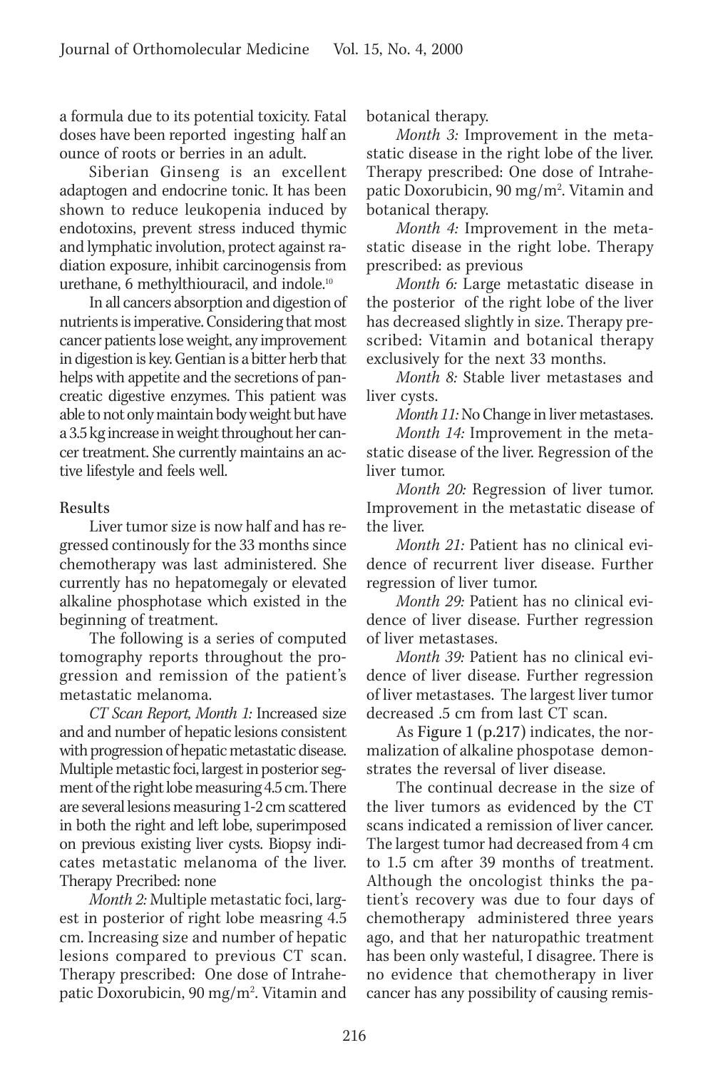a formula due to its potential toxicity. Fatal doses have been reported ingesting half an ounce of roots or berries in an adult.

Siberian Ginseng is an excellent adaptogen and endocrine tonic. It has been shown to reduce leukopenia induced by endotoxins, prevent stress induced thymic and lymphatic involution, protect against radiation exposure, inhibit carcinogensis from urethane, 6 methylthiouracil, and indole.[10]

In all cancers absorption and digestion of nutrients is imperative. Considering that most cancer patients lose weight, any improvement in digestion is key. Gentian is a bitter herb that helps with appetite and the secretions of pancreatic digestive enzymes. This patient was able to not only maintain body weight but have a 3.5 kg increase in weight throughout her cancer treatment. She currently maintains an active lifestyle and feels well.

## Results

Liver tumor size is now half and has regressed continously for the 33 months since chemotherapy was last administered. She currently has no hepatomegaly or elevated alkaline phosphotase which existed in the beginning of treatment.

The following is a series of computed tomography reports throughout the progression and remission of the patient's metastatic melanoma.

*CT Scan Report, Month 1:* Increased size and and number of hepatic lesions consistent with progression of hepatic metastatic disease. Multiple metastic foci, largest in posterior segment of the right lobe measuring 4.5 cm. There are several lesions measuring 1-2 cm scattered in both the right and left lobe, superimposed on previous existing liver cysts. Biopsy indicates metastatic melanoma of the liver. Therapy Precribed: none

*Month 2:* Multiple metastatic foci, largest in posterior of right lobe measring 4.5 cm. Increasing size and number of hepatic lesions compared to previous CT scan. Therapy prescribed: One dose of Intrahepatic Doxorubicin, 90 mg/m$^2$. Vitamin and botanical therapy.

*Month 3:* Improvement in the metastatic disease in the right lobe of the liver. Therapy prescribed: One dose of Intrahepatic Doxorubicin, 90 mg/m$^2$. Vitamin and botanical therapy.

*Month 4:* Improvement in the metastatic disease in the right lobe. Therapy prescribed: as previous

*Month 6:* Large metastatic disease in the posterior of the right lobe of the liver has decreased slightly in size. Therapy prescribed: Vitamin and botanical therapy exclusively for the next 33 months.

*Month 8:* Stable liver metastases and liver cysts.

*Month 11:* No Change in liver metastases.

*Month 14:* Improvement in the metastatic disease of the liver. Regression of the liver tumor.

*Month 20:* Regression of liver tumor. Improvement in the metastatic disease of the liver.

*Month 21:* Patient has no clinical evidence of recurrent liver disease. Further regression of liver tumor.

*Month 29:* Patient has no clinical evidence of liver disease. Further regression of liver metastases.

*Month 39:* Patient has no clinical evidence of liver disease. Further regression of liver metastases. The largest liver tumor decreased .5 cm from last CT scan.

As Figure 1 (p.217) indicates, the normalization of alkaline phospotase demonstrates the reversal of liver disease.

The continual decrease in the size of the liver tumors as evidenced by the CT scans indicated a remission of liver cancer. The largest tumor had decreased from 4 cm to 1.5 cm after 39 months of treatment. Although the oncologist thinks the patient's recovery was due to four days of chemotherapy administered three years ago, and that her naturopathic treatment has been only wasteful, I disagree. There is no evidence that chemotherapy in liver cancer has any possibility of causing remis-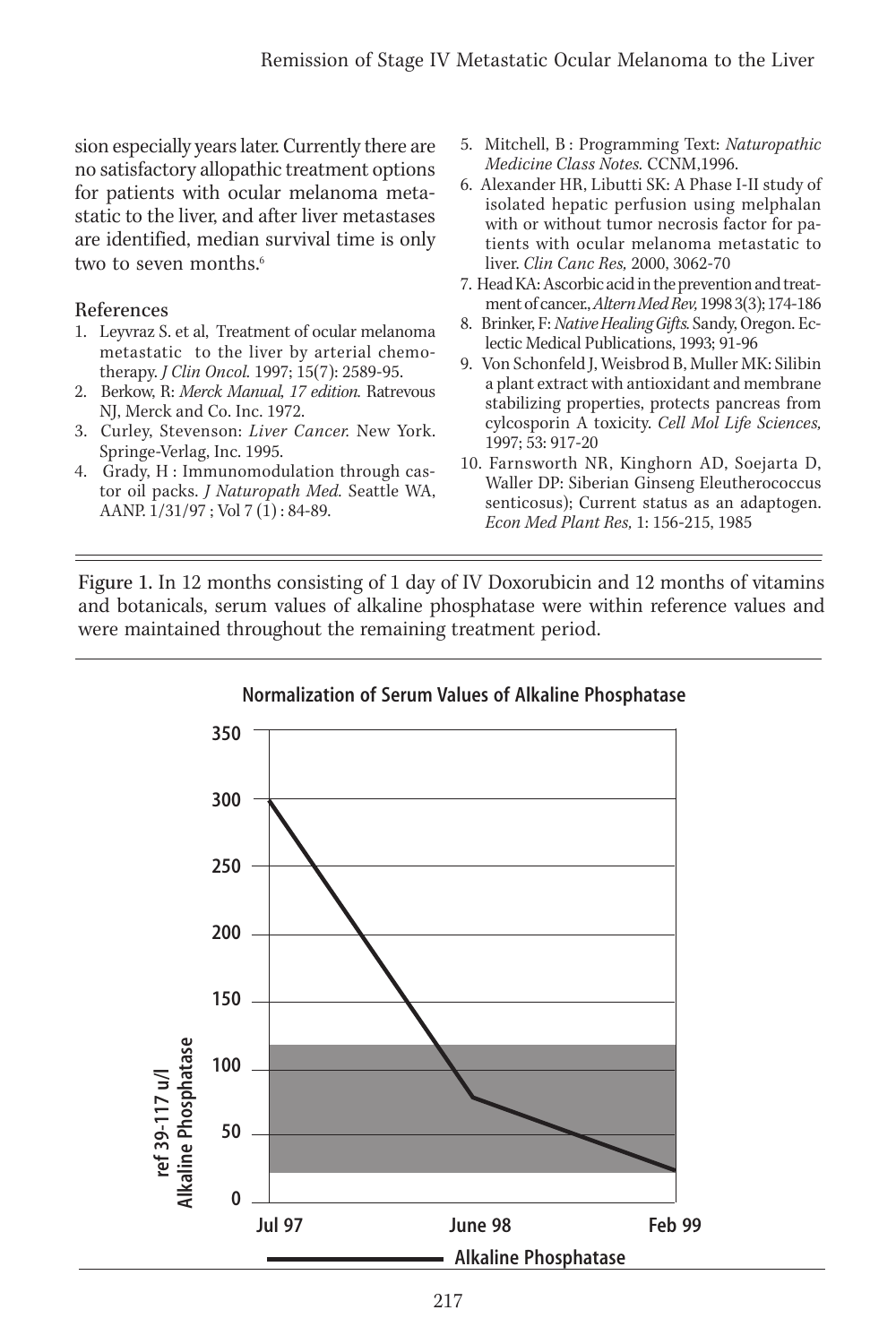sion especially years later. Currently there are no satisfactory allopathic treatment options for patients with ocular melanoma metastatic to the liver, and after liver metastases are identified, median survival time is only two to seven months.[6]

## References

1. Leyvraz S. et al, Treatment of ocular melanoma metastatic to the liver by arterial chemotherapy. *J Clin Oncol.* 1997; 15(7): 2589-95.
2. Berkow, R: *Merck Manual, 17 edition.* Ratrevous NJ, Merck and Co. Inc. 1972.
3. Curley, Stevenson: *Liver Cancer.* New York. Springe-Verlag, Inc. 1995.
4. Grady, H : Immunomodulation through castor oil packs. *J Naturopath Med.* Seattle WA, AANP. 1/31/97 ; Vol 7 (1) : 84-89.
5. Mitchell, B : Programming Text: *Naturopathic Medicine Class Notes.* CCNM,1996.
6. Alexander HR, Libutti SK: A Phase I-II study of isolated hepatic perfusion using melphalan with or without tumor necrosis factor for patients with ocular melanoma metastatic to liver. *Clin Canc Res,* 2000, 3062-70
7. Head KA: Ascorbic acid in the prevention and treatment of cancer., *Altern Med Rev,* 1998 3(3); 174-186
8. Brinker, F: *Native Healing Gifts.* Sandy, Oregon. Eclectic Medical Publications, 1993; 91-96
9. Von Schonfeld J, Weisbrod B, Muller MK: Silibin a plant extract with antioxidant and membrane stabilizing properties, protects pancreas from cylcosporin A toxicity. *Cell Mol Life Sciences,* 1997; 53: 917-20
10. Farnsworth NR, Kinghorn AD, Soejarta D, Waller DP: Siberian Ginseng Eleutherococcus senticosus); Current status as an adaptogen. *Econ Med Plant Res,* 1: 156-215, 1985

**Figure 1.** In 12 months consisting of 1 day of IV Doxorubicin and 12 months of vitamins and botanicals, serum values of alkaline phosphatase were within reference values and were maintained throughout the remaining treatment period.

**Normalization of Serum Values of Alkaline Phosphatase**

350
300
250
200
150
100
50
0

ref 39-117 u/l
Alkaline Phosphatase

Jul 97
June 98
Feb 99

Alkaline Phosphatase